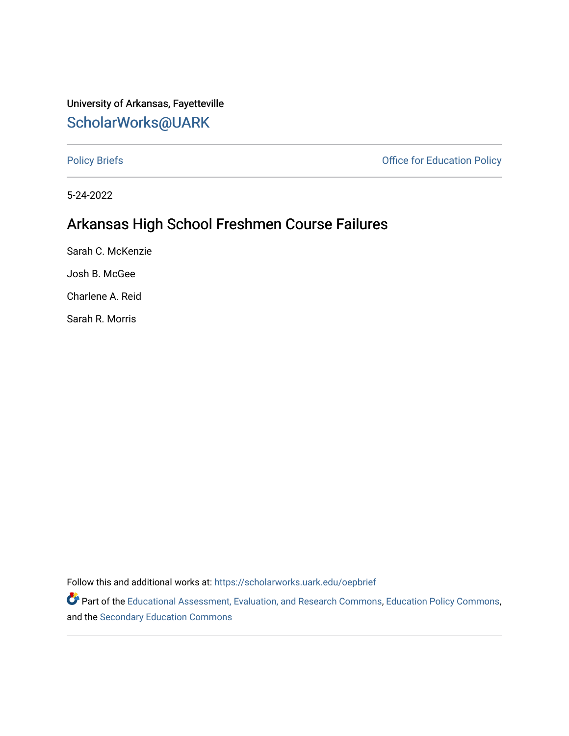University of Arkansas, Fayetteville

ScholarWorks@UARK

Policy Briefs

Office for Education Policy

5-24-2022

# Arkansas High School Freshmen Course Failures

Sarah C. McKenzie

Josh B. McGee

Charlene A. Reid

Sarah R. Morris

Follow this and additional works at: https://scholarworks.uark.edu/oepbrief

Part of the Educational Assessment, Evaluation, and Research Commons, Education Policy Commons, and the Secondary Education Commons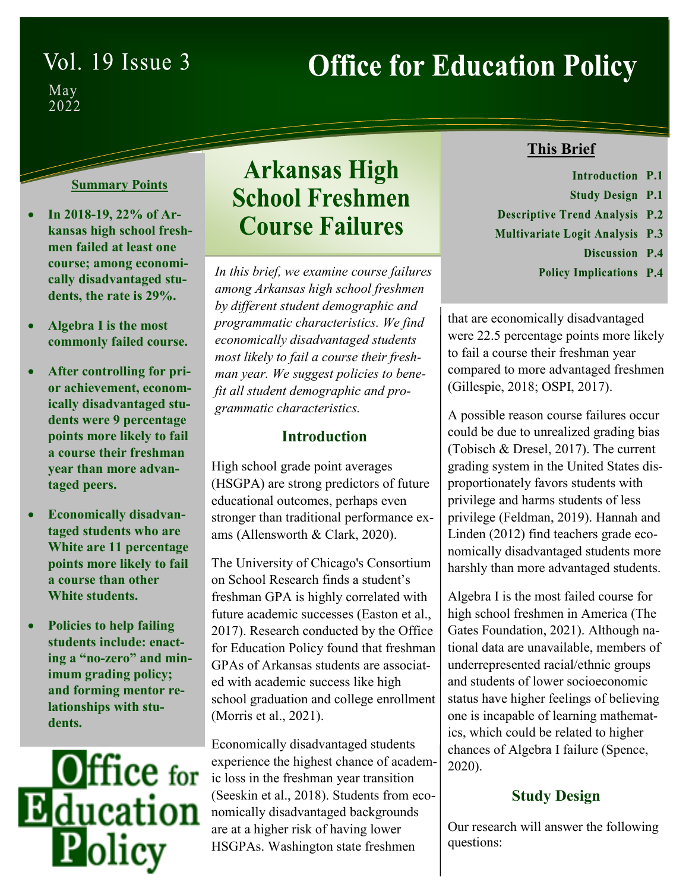Vol. 19 Issue 3

May 2022

# Office for Education Policy

## This Brief

- Introduction P.1
- Study Design P.1
- Descriptive Trend Analysis P.2
- Multivariate Logit Analysis P.3
- Discussion P.4
- Policy Implications P.4

### Summary Points

- **In 2018-19, 22% of Arkansas high school freshmen failed at least one course; among economically disadvantaged students, the rate is 29%.**
- **Algebra I is the most commonly failed course.**
- **After controlling for prior achievement, economically disadvantaged students were 9 percentage points more likely to fail a course their freshman year than more advantaged peers.**
- **Economically disadvantaged students who are White are 11 percentage points more likely to fail a course than other White students.**
- **Policies to help failing students include: enacting a "no-zero" and minimum grading policy; and forming mentor relationships with students.**

# Arkansas High School Freshmen Course Failures

*In this brief, we examine course failures among Arkansas high school freshmen by different student demographic and programmatic characteristics. We find economically disadvantaged students most likely to fail a course their freshman year. We suggest policies to benefit all student demographic and programmatic characteristics.*

## Introduction

High school grade point averages (HSGPA) are strong predictors of future educational outcomes, perhaps even stronger than traditional performance exams (Allensworth & Clark, 2020).

The University of Chicago's Consortium on School Research finds a student's freshman GPA is highly correlated with future academic successes (Easton et al., 2017). Research conducted by the Office for Education Policy found that freshman GPAs of Arkansas students are associated with academic success like high school graduation and college enrollment (Morris et al., 2021).

Economically disadvantaged students experience the highest chance of academic loss in the freshman year transition (Seeskin et al., 2018). Students from economically disadvantaged backgrounds are at a higher risk of having lower HSGPAs. Washington state freshmen that are economically disadvantaged were 22.5 percentage points more likely to fail a course their freshman year compared to more advantaged freshmen (Gillespie, 2018; OSPI, 2017).

A possible reason course failures occur could be due to unrealized grading bias (Tobisch & Dresel, 2017). The current grading system in the United States disproportionately favors students with privilege and harms students of less privilege (Feldman, 2019). Hannah and Linden (2012) find teachers grade economically disadvantaged students more harshly than more advantaged students.

Algebra I is the most failed course for high school freshmen in America (The Gates Foundation, 2021). Although national data are unavailable, members of underrepresented racial/ethnic groups and students of lower socioeconomic status have higher feelings of believing one is incapable of learning mathematics, which could be related to higher chances of Algebra I failure (Spence, 2020).

## Study Design

Our research will answer the following questions: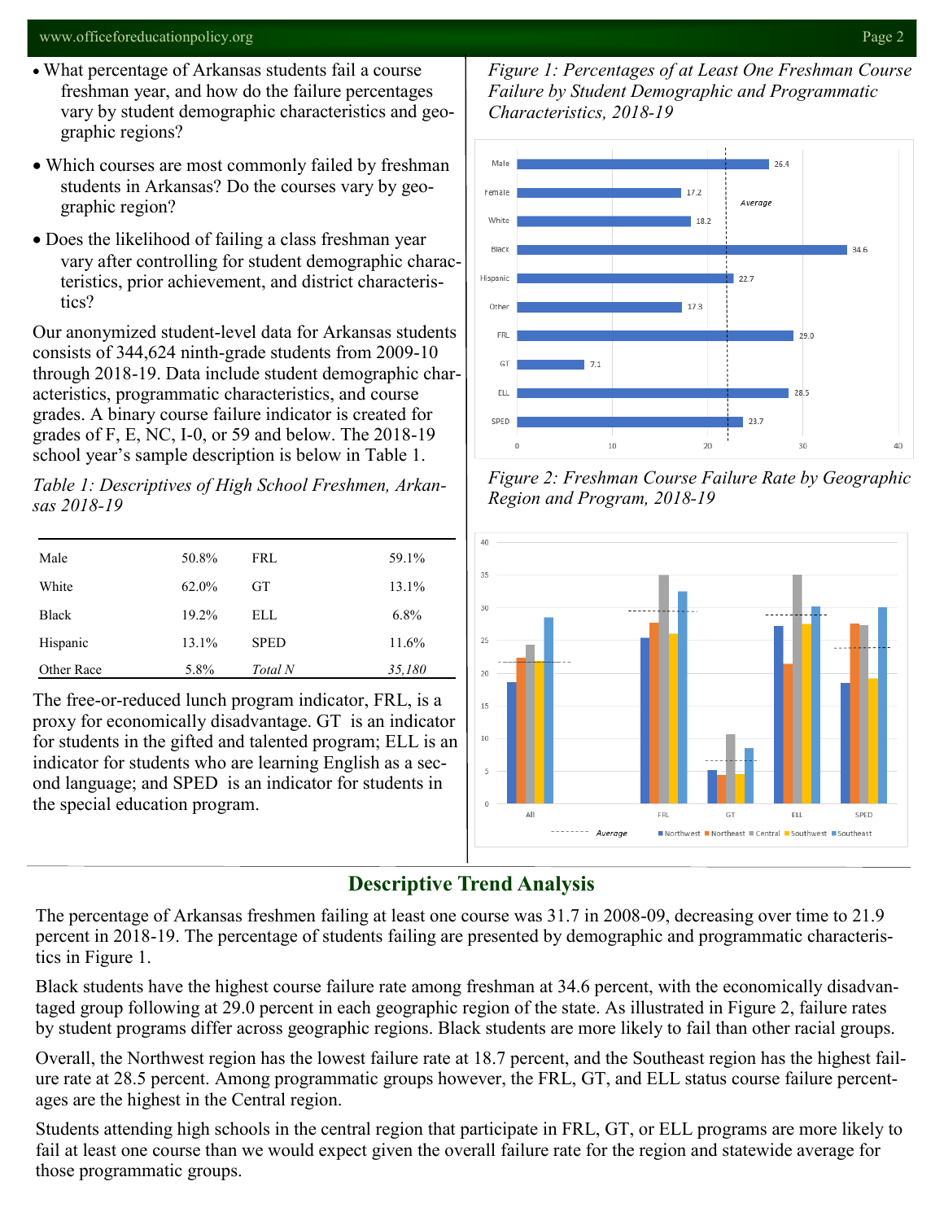- What percentage of Arkansas students fail a course freshman year, and how do the failure percentages vary by student demographic characteristics and geographic regions?
- Which courses are most commonly failed by freshman students in Arkansas? Do the courses vary by geographic region?
- Does the likelihood of failing a class freshman year vary after controlling for student demographic characteristics, prior achievement, and district characteristics?

Our anonymized student-level data for Arkansas students consists of 344,624 ninth-grade students from 2009-10 through 2018-19. Data include student demographic characteristics, programmatic characteristics, and course grades. A binary course failure indicator is created for grades of F, E, NC, I-0, or 59 and below. The 2018-19 school year's sample description is below in Table 1.

*Table 1: Descriptives of High School Freshmen, Arkansas 2018-19*

| | | | |
|---|---|---|---|
| Male | 50.8% | FRL | 59.1% |
| White | 62.0% | GT | 13.1% |
| Black | 19.2% | ELL | 6.8% |
| Hispanic | 13.1% | SPED | 11.6% |
| Other Race | 5.8% | *Total N* | *35,180* |

The free-or-reduced lunch program indicator, FRL, is a proxy for economically disadvantage. GT is an indicator for students in the gifted and talented program; ELL is an indicator for students who are learning English as a second language; and SPED is an indicator for students in the special education program.

*Figure 1: Percentages of at Least One Freshman Course Failure by Student Demographic and Programmatic Characteristics, 2018-19*

*Figure 2: Freshman Course Failure Rate by Geographic Region and Program, 2018-19*

## Descriptive Trend Analysis

The percentage of Arkansas freshmen failing at least one course was 31.7 in 2008-09, decreasing over time to 21.9 percent in 2018-19. The percentage of students failing are presented by demographic and programmatic characteristics in Figure 1.

Black students have the highest course failure rate among freshman at 34.6 percent, with the economically disadvantaged group following at 29.0 percent in each geographic region of the state. As illustrated in Figure 2, failure rates by student programs differ across geographic regions. Black students are more likely to fail than other racial groups.

Overall, the Northwest region has the lowest failure rate at 18.7 percent, and the Southeast region has the highest failure rate at 28.5 percent. Among programmatic groups however, the FRL, GT, and ELL status course failure percentages are the highest in the Central region.

Students attending high schools in the central region that participate in FRL, GT, or ELL programs are more likely to fail at least one course than we would expect given the overall failure rate for the region and statewide average for those programmatic groups.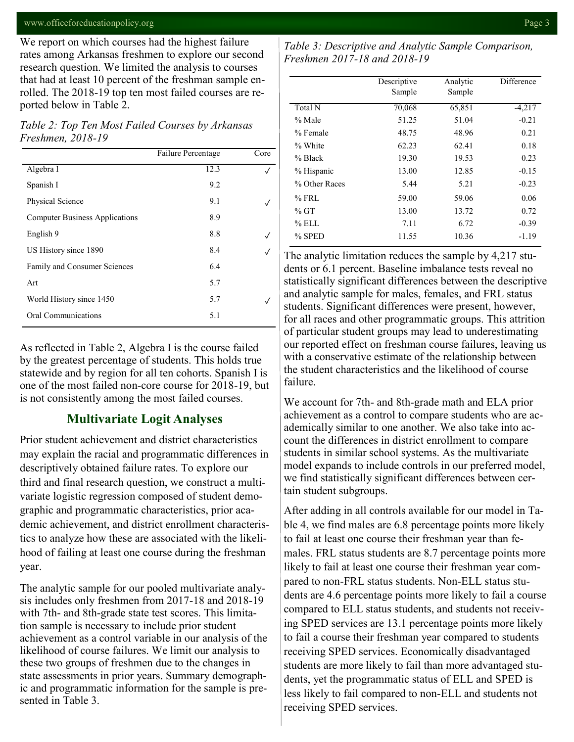We report on which courses had the highest failure rates among Arkansas freshmen to explore our second research question. We limited the analysis to courses that had at least 10 percent of the freshman sample enrolled. The 2018-19 top ten most failed courses are reported below in Table 2.

*Table 2: Top Ten Most Failed Courses by Arkansas Freshmen, 2018-19*

| | Failure Percentage | Core |
|---|---|---|
| Algebra I | 12.3 | ✓ |
| Spanish I | 9.2 | |
| Physical Science | 9.1 | ✓ |
| Computer Business Applications | 8.9 | |
| English 9 | 8.8 | ✓ |
| US History since 1890 | 8.4 | ✓ |
| Family and Consumer Sciences | 6.4 | |
| Art | 5.7 | |
| World History since 1450 | 5.7 | ✓ |
| Oral Communications | 5.1 | |

As reflected in Table 2, Algebra I is the course failed by the greatest percentage of students. This holds true statewide and by region for all ten cohorts. Spanish I is one of the most failed non-core course for 2018-19, but is not consistently among the most failed courses.

## Multivariate Logit Analyses

Prior student achievement and district characteristics may explain the racial and programmatic differences in descriptively obtained failure rates. To explore our third and final research question, we construct a multivariate logistic regression composed of student demographic and programmatic characteristics, prior academic achievement, and district enrollment characteristics to analyze how these are associated with the likelihood of failing at least one course during the freshman year.

The analytic sample for our pooled multivariate analysis includes only freshmen from 2017-18 and 2018-19 with 7th- and 8th-grade state test scores. This limitation sample is necessary to include prior student achievement as a control variable in our analysis of the likelihood of course failures. We limit our analysis to these two groups of freshmen due to the changes in state assessments in prior years. Summary demographic and programmatic information for the sample is presented in Table 3.

*Table 3: Descriptive and Analytic Sample Comparison, Freshmen 2017-18 and 2018-19*

| | Descriptive Sample | Analytic Sample | Difference |
|---|---|---|---|
| Total N | 70,068 | 65,851 | -4,217 |
| % Male | 51.25 | 51.04 | -0.21 |
| % Female | 48.75 | 48.96 | 0.21 |
| % White | 62.23 | 62.41 | 0.18 |
| % Black | 19.30 | 19.53 | 0.23 |
| % Hispanic | 13.00 | 12.85 | -0.15 |
| % Other Races | 5.44 | 5.21 | -0.23 |
| % FRL | 59.00 | 59.06 | 0.06 |
| % GT | 13.00 | 13.72 | 0.72 |
| % ELL | 7.11 | 6.72 | -0.39 |
| % SPED | 11.55 | 10.36 | -1.19 |

The analytic limitation reduces the sample by 4,217 students or 6.1 percent. Baseline imbalance tests reveal no statistically significant differences between the descriptive and analytic sample for males, females, and FRL status students. Significant differences were present, however, for all races and other programmatic groups. This attrition of particular student groups may lead to underestimating our reported effect on freshman course failures, leaving us with a conservative estimate of the relationship between the student characteristics and the likelihood of course failure.

We account for 7th- and 8th-grade math and ELA prior achievement as a control to compare students who are academically similar to one another. We also take into account the differences in district enrollment to compare students in similar school systems. As the multivariate model expands to include controls in our preferred model, we find statistically significant differences between certain student subgroups.

After adding in all controls available for our model in Table 4, we find males are 6.8 percentage points more likely to fail at least one course their freshman year than females. FRL status students are 8.7 percentage points more likely to fail at least one course their freshman year compared to non-FRL status students. Non-ELL status students are 4.6 percentage points more likely to fail a course compared to ELL status students, and students not receiving SPED services are 13.1 percentage points more likely to fail a course their freshman year compared to students receiving SPED services. Economically disadvantaged students are more likely to fail than more advantaged students, yet the programmatic status of ELL and SPED is less likely to fail compared to non-ELL and students not receiving SPED services.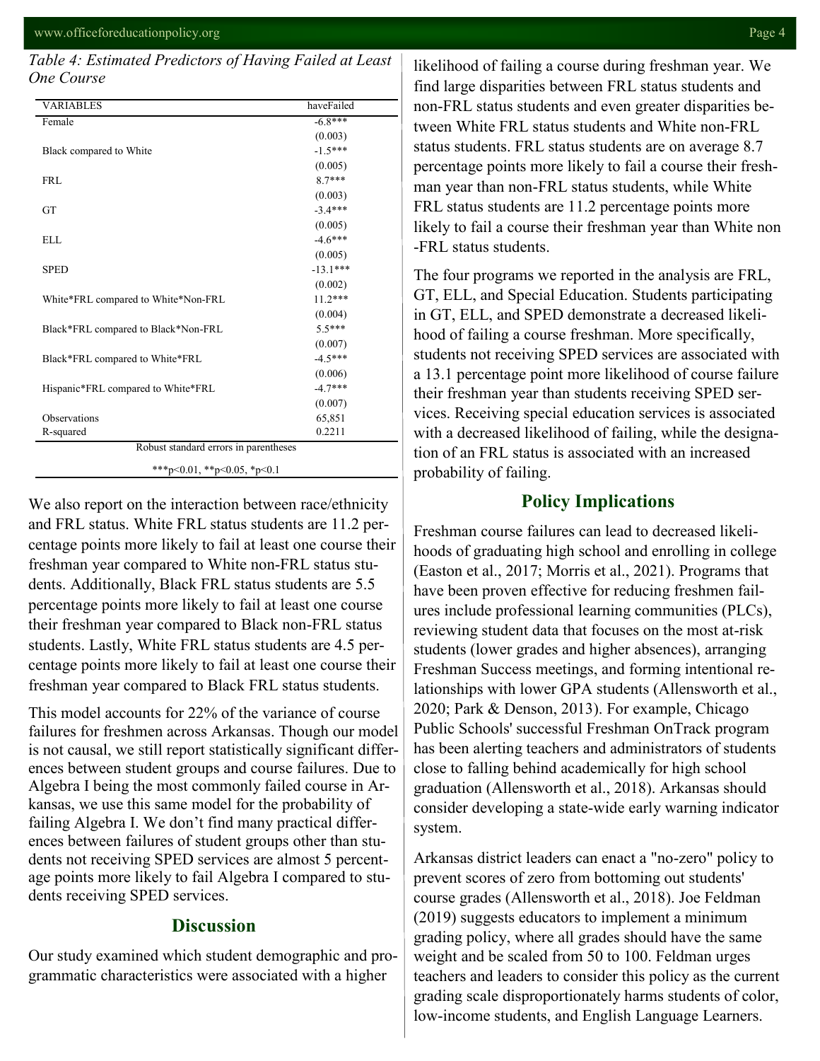*Table 4: Estimated Predictors of Having Failed at Least One Course*

| VARIABLES | haveFailed |
|---|---|
| Female | -6.8*** |
| | (0.003) |
| Black compared to White | -1.5*** |
| | (0.005) |
| FRL | 8.7*** |
| | (0.003) |
| GT | -3.4*** |
| | (0.005) |
| ELL | -4.6*** |
| | (0.005) |
| SPED | -13.1*** |
| | (0.002) |
| White*FRL compared to White*Non-FRL | 11.2*** |
| | (0.004) |
| Black*FRL compared to Black*Non-FRL | 5.5*** |
| | (0.007) |
| Black*FRL compared to White*FRL | -4.5*** |
| | (0.006) |
| Hispanic*FRL compared to White*FRL | -4.7*** |
| | (0.007) |
| Observations | 65,851 |
| R-squared | 0.2211 |

Robust standard errors in parentheses

***p<0.01, **p<0.05, *p<0.1

We also report on the interaction between race/ethnicity and FRL status. White FRL status students are 11.2 percentage points more likely to fail at least one course their freshman year compared to White non-FRL status students. Additionally, Black FRL status students are 5.5 percentage points more likely to fail at least one course their freshman year compared to Black non-FRL status students. Lastly, White FRL status students are 4.5 percentage points more likely to fail at least one course their freshman year compared to Black FRL status students.

This model accounts for 22% of the variance of course failures for freshmen across Arkansas. Though our model is not causal, we still report statistically significant differences between student groups and course failures. Due to Algebra I being the most commonly failed course in Arkansas, we use this same model for the probability of failing Algebra I. We don't find many practical differences between failures of student groups other than students not receiving SPED services are almost 5 percentage points more likely to fail Algebra I compared to students receiving SPED services.

## Discussion

Our study examined which student demographic and programmatic characteristics were associated with a higher likelihood of failing a course during freshman year. We find large disparities between FRL status students and non-FRL status students and even greater disparities between White FRL status students and White non-FRL status students. FRL status students are on average 8.7 percentage points more likely to fail a course their freshman year than non-FRL status students, while White FRL status students are 11.2 percentage points more likely to fail a course their freshman year than White non-FRL status students.

The four programs we reported in the analysis are FRL, GT, ELL, and Special Education. Students participating in GT, ELL, and SPED demonstrate a decreased likelihood of failing a course freshman. More specifically, students not receiving SPED services are associated with a 13.1 percentage point more likelihood of course failure their freshman year than students receiving SPED services. Receiving special education services is associated with a decreased likelihood of failing, while the designation of an FRL status is associated with an increased probability of failing.

## Policy Implications

Freshman course failures can lead to decreased likelihoods of graduating high school and enrolling in college (Easton et al., 2017; Morris et al., 2021). Programs that have been proven effective for reducing freshmen failures include professional learning communities (PLCs), reviewing student data that focuses on the most at-risk students (lower grades and higher absences), arranging Freshman Success meetings, and forming intentional relationships with lower GPA students (Allensworth et al., 2020; Park & Denson, 2013). For example, Chicago Public Schools' successful Freshman OnTrack program has been alerting teachers and administrators of students close to falling behind academically for high school graduation (Allensworth et al., 2018). Arkansas should consider developing a state-wide early warning indicator system.

Arkansas district leaders can enact a "no-zero" policy to prevent scores of zero from bottoming out students' course grades (Allensworth et al., 2018). Joe Feldman (2019) suggests educators to implement a minimum grading policy, where all grades should have the same weight and be scaled from 50 to 100. Feldman urges teachers and leaders to consider this policy as the current grading scale disproportionately harms students of color, low-income students, and English Language Learners.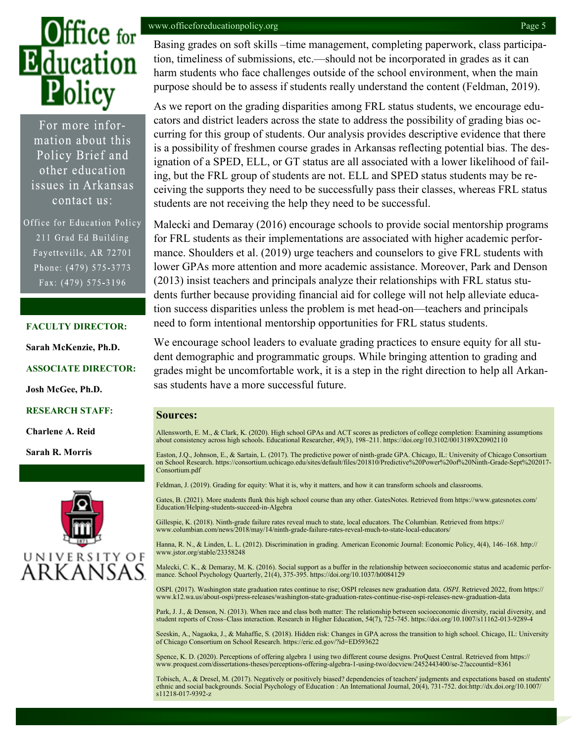Basing grades on soft skills –time management, completing paperwork, class participation, timeliness of submissions, etc.—should not be incorporated in grades as it can harm students who face challenges outside of the school environment, when the main purpose should be to assess if students really understand the content (Feldman, 2019).

As we report on the grading disparities among FRL status students, we encourage educators and district leaders across the state to address the possibility of grading bias occurring for this group of students. Our analysis provides descriptive evidence that there is a possibility of freshmen course grades in Arkansas reflecting potential bias. The designation of a SPED, ELL, or GT status are all associated with a lower likelihood of failing, but the FRL group of students are not. ELL and SPED status students may be receiving the supports they need to be successfully pass their classes, whereas FRL status students are not receiving the help they need to be successful.

Malecki and Demaray (2016) encourage schools to provide social mentorship programs for FRL students as their implementations are associated with higher academic performance. Shoulders et al. (2019) urge teachers and counselors to give FRL students with lower GPAs more attention and more academic assistance. Moreover, Park and Denson (2013) insist teachers and principals analyze their relationships with FRL status students further because providing financial aid for college will not help alleviate education success disparities unless the problem is met head-on—teachers and principals need to form intentional mentorship opportunities for FRL status students.

We encourage school leaders to evaluate grading practices to ensure equity for all student demographic and programmatic groups. While bringing attention to grading and grades might be uncomfortable work, it is a step in the right direction to help all Arkansas students have a more successful future.

For more information about this Policy Brief and other education issues in Arkansas contact us:

Office for Education Policy
211 Grad Ed Building
Fayetteville, AR 72701
Phone: (479) 575-3773
Fax: (479) 575-3196

**FACULTY DIRECTOR:**

**Sarah McKenzie, Ph.D.**

**ASSOCIATE DIRECTOR:**

**Josh McGee, Ph.D.**

**RESEARCH STAFF:**

**Charlene A. Reid**

**Sarah R. Morris**

## Sources:

Allensworth, E. M., & Clark, K. (2020). High school GPAs and ACT scores as predictors of college completion: Examining assumptions about consistency across high schools. Educational Researcher, 49(3), 198–211. https://doi.org/10.3102/0013189X20902110

Easton, J.Q., Johnson, E., & Sartain, L. (2017). The predictive power of ninth-grade GPA. Chicago, IL: University of Chicago Consortium on School Research. https://consortium.uchicago.edu/sites/default/files/201810/Predictive%20Power%20of%20Ninth-Grade-Sept%202017-Consortium.pdf

Feldman, J. (2019). Grading for equity: What it is, why it matters, and how it can transform schools and classrooms.

Gates, B. (2021). More students flunk this high school course than any other. GatesNotes. Retrieved from https://www.gatesnotes.com/Education/Helping-students-succeed-in-Algebra

Gillespie, K. (2018). Ninth-grade failure rates reveal much to state, local educators. The Columbian. Retrieved from https://www.columbian.com/news/2018/may/14/ninth-grade-failure-rates-reveal-much-to-state-local-educators/

Hanna, R. N., & Linden, L. L. (2012). Discrimination in grading. American Economic Journal: Economic Policy, 4(4), 146–168. http://www.jstor.org/stable/23358248

Malecki, C. K., & Demaray, M. K. (2016). Social support as a buffer in the relationship between socioeconomic status and academic performance. School Psychology Quarterly, 21(4), 375-395. https://doi.org/10.1037/h0084129

OSPI. (2017). Washington state graduation rates continue to rise; OSPI releases new graduation data. *OSPI*. Retrieved 2022, from https://www.k12.wa.us/about-ospi/press-releases/washington-state-graduation-rates-continue-rise-ospi-releases-new-graduation-data

Park, J. J., & Denson, N. (2013). When race and class both matter: The relationship between socioeconomic diversity, racial diversity, and student reports of Cross–Class interaction. Research in Higher Education, 54(7), 725-745. https://doi.org/10.1007/s11162-013-9289-4

Seeskin, A., Nagaoka, J., & Mahaffie, S. (2018). Hidden risk: Changes in GPA across the transition to high school. Chicago, IL: University of Chicago Consortium on School Research. https://eric.ed.gov/?id=ED593622

Spence, K. D. (2020). Perceptions of offering algebra 1 using two different course designs. ProQuest Central. Retrieved from https://www.proquest.com/dissertations-theses/perceptions-offering-algebra-1-using-two/docview/2452443400/se-2?accountid=8361

Tobisch, A., & Dresel, M. (2017). Negatively or positively biased? dependencies of teachers' judgments and expectations based on students' ethnic and social backgrounds. Social Psychology of Education : An International Journal, 20(4), 731-752. doi:http://dx.doi.org/10.1007/s11218-017-9392-z